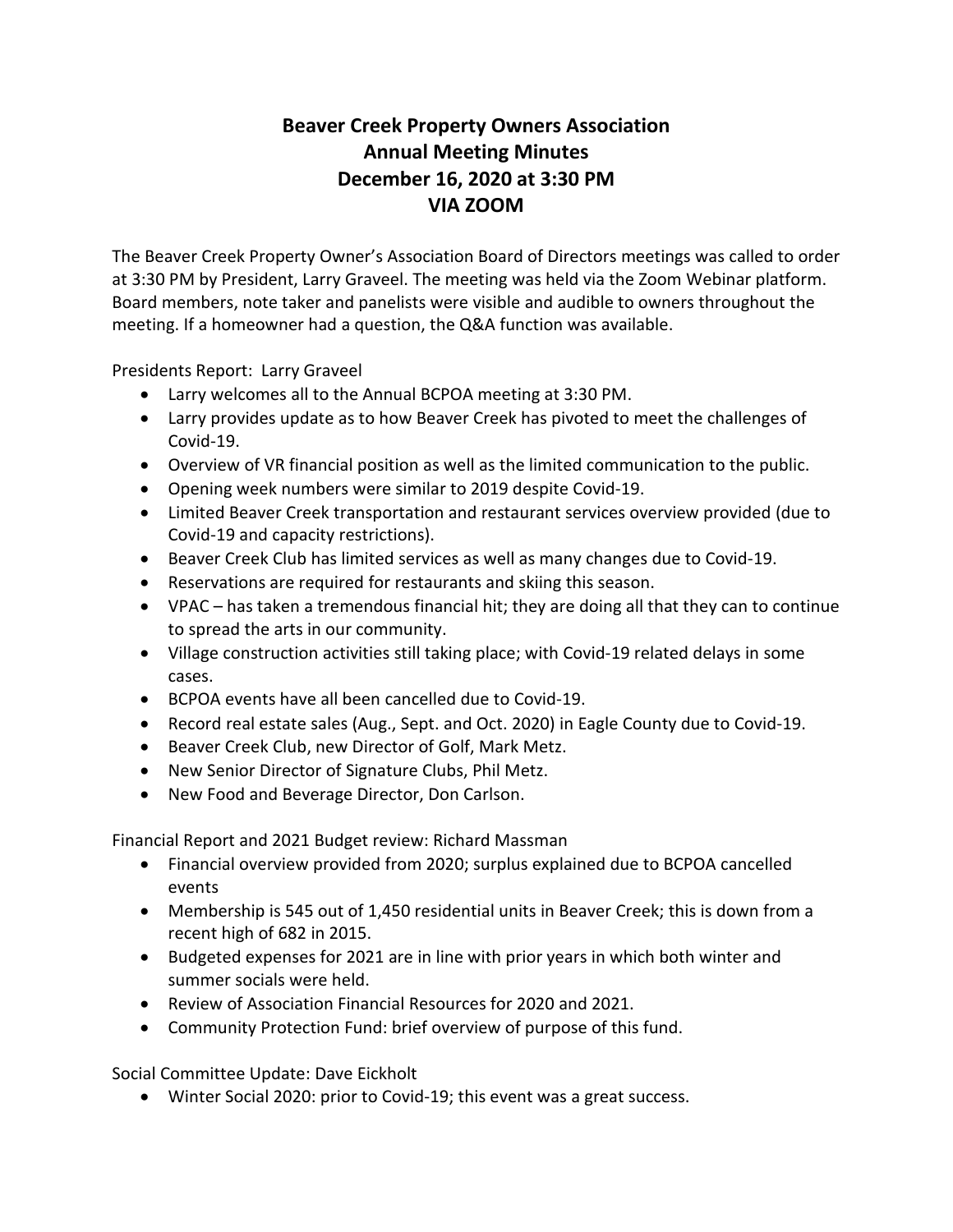# Beaver Creek Property Owners Association
# Annual Meeting Minutes
# December 16, 2020 at 3:30 PM
# VIA ZOOM

The Beaver Creek Property Owner's Association Board of Directors meetings was called to order at 3:30 PM by President, Larry Graveel. The meeting was held via the Zoom Webinar platform. Board members, note taker and panelists were visible and audible to owners throughout the meeting. If a homeowner had a question, the Q&A function was available.

Presidents Report: Larry Graveel

- Larry welcomes all to the Annual BCPOA meeting at 3:30 PM.
- Larry provides update as to how Beaver Creek has pivoted to meet the challenges of Covid-19.
- Overview of VR financial position as well as the limited communication to the public.
- Opening week numbers were similar to 2019 despite Covid-19.
- Limited Beaver Creek transportation and restaurant services overview provided (due to Covid-19 and capacity restrictions).
- Beaver Creek Club has limited services as well as many changes due to Covid-19.
- Reservations are required for restaurants and skiing this season.
- VPAC – has taken a tremendous financial hit; they are doing all that they can to continue to spread the arts in our community.
- Village construction activities still taking place; with Covid-19 related delays in some cases.
- BCPOA events have all been cancelled due to Covid-19.
- Record real estate sales (Aug., Sept. and Oct. 2020) in Eagle County due to Covid-19.
- Beaver Creek Club, new Director of Golf, Mark Metz.
- New Senior Director of Signature Clubs, Phil Metz.
- New Food and Beverage Director, Don Carlson.

Financial Report and 2021 Budget review: Richard Massman

- Financial overview provided from 2020; surplus explained due to BCPOA cancelled events
- Membership is 545 out of 1,450 residential units in Beaver Creek; this is down from a recent high of 682 in 2015.
- Budgeted expenses for 2021 are in line with prior years in which both winter and summer socials were held.
- Review of Association Financial Resources for 2020 and 2021.
- Community Protection Fund: brief overview of purpose of this fund.

Social Committee Update: Dave Eickholt

- Winter Social 2020: prior to Covid-19; this event was a great success.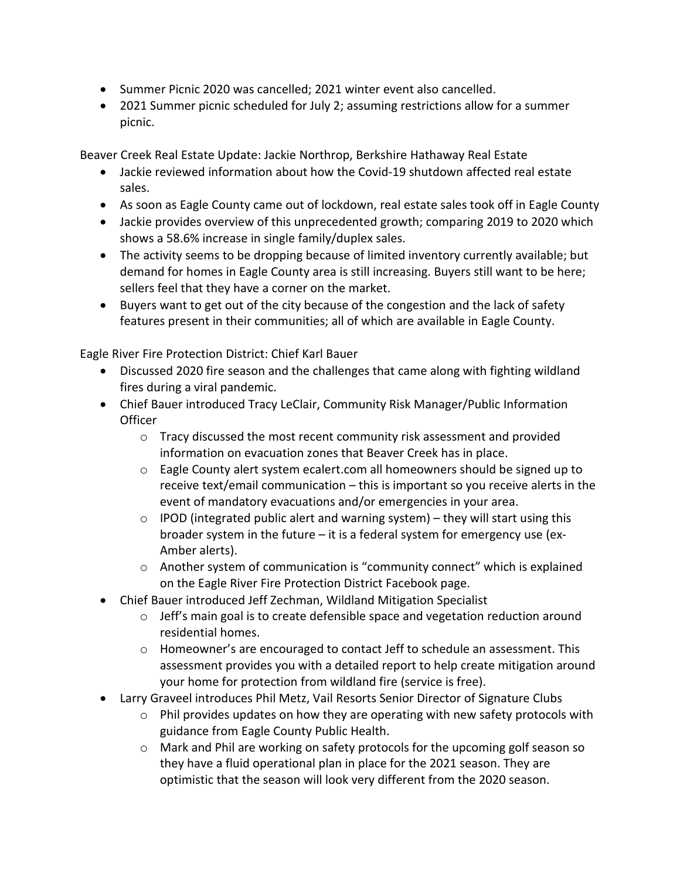- Summer Picnic 2020 was cancelled; 2021 winter event also cancelled.
- 2021 Summer picnic scheduled for July 2; assuming restrictions allow for a summer picnic.

Beaver Creek Real Estate Update: Jackie Northrop, Berkshire Hathaway Real Estate

- Jackie reviewed information about how the Covid-19 shutdown affected real estate sales.
- As soon as Eagle County came out of lockdown, real estate sales took off in Eagle County
- Jackie provides overview of this unprecedented growth; comparing 2019 to 2020 which shows a 58.6% increase in single family/duplex sales.
- The activity seems to be dropping because of limited inventory currently available; but demand for homes in Eagle County area is still increasing. Buyers still want to be here; sellers feel that they have a corner on the market.
- Buyers want to get out of the city because of the congestion and the lack of safety features present in their communities; all of which are available in Eagle County.

Eagle River Fire Protection District: Chief Karl Bauer

- Discussed 2020 fire season and the challenges that came along with fighting wildland fires during a viral pandemic.
- Chief Bauer introduced Tracy LeClair, Community Risk Manager/Public Information Officer
  - Tracy discussed the most recent community risk assessment and provided information on evacuation zones that Beaver Creek has in place.
  - Eagle County alert system ecalert.com all homeowners should be signed up to receive text/email communication – this is important so you receive alerts in the event of mandatory evacuations and/or emergencies in your area.
  - IPOD (integrated public alert and warning system) – they will start using this broader system in the future – it is a federal system for emergency use (ex-Amber alerts).
  - Another system of communication is "community connect" which is explained on the Eagle River Fire Protection District Facebook page.
- Chief Bauer introduced Jeff Zechman, Wildland Mitigation Specialist
  - Jeff's main goal is to create defensible space and vegetation reduction around residential homes.
  - Homeowner's are encouraged to contact Jeff to schedule an assessment. This assessment provides you with a detailed report to help create mitigation around your home for protection from wildland fire (service is free).
- Larry Graveel introduces Phil Metz, Vail Resorts Senior Director of Signature Clubs
  - Phil provides updates on how they are operating with new safety protocols with guidance from Eagle County Public Health.
  - Mark and Phil are working on safety protocols for the upcoming golf season so they have a fluid operational plan in place for the 2021 season. They are optimistic that the season will look very different from the 2020 season.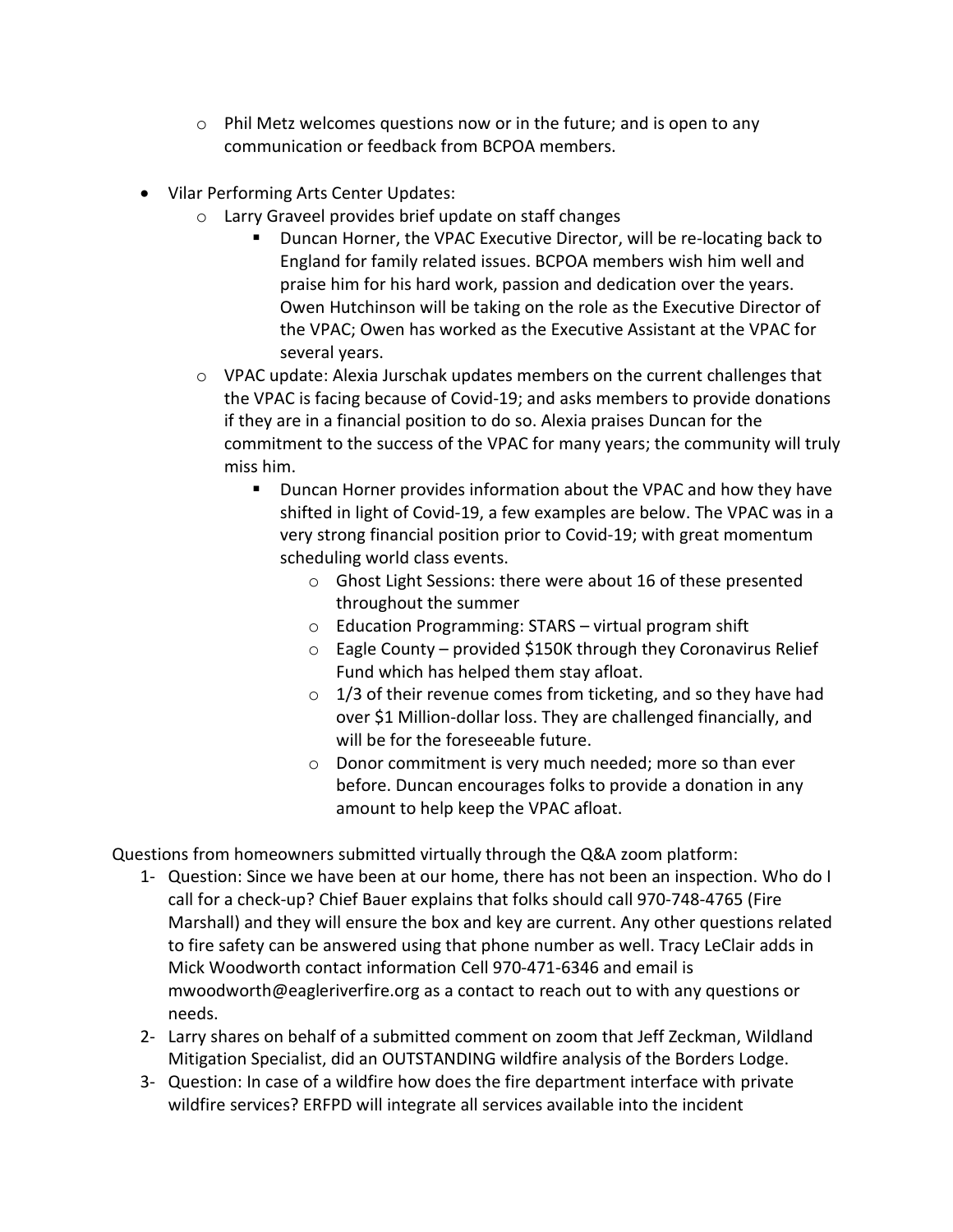- Phil Metz welcomes questions now or in the future; and is open to any communication or feedback from BCPOA members.

- Vilar Performing Arts Center Updates:
  - Larry Graveel provides brief update on staff changes
    - Duncan Horner, the VPAC Executive Director, will be re-locating back to England for family related issues. BCPOA members wish him well and praise him for his hard work, passion and dedication over the years. Owen Hutchinson will be taking on the role as the Executive Director of the VPAC; Owen has worked as the Executive Assistant at the VPAC for several years.
  - VPAC update: Alexia Jurschak updates members on the current challenges that the VPAC is facing because of Covid-19; and asks members to provide donations if they are in a financial position to do so. Alexia praises Duncan for the commitment to the success of the VPAC for many years; the community will truly miss him.
    - Duncan Horner provides information about the VPAC and how they have shifted in light of Covid-19, a few examples are below. The VPAC was in a very strong financial position prior to Covid-19; with great momentum scheduling world class events.
      - Ghost Light Sessions: there were about 16 of these presented throughout the summer
      - Education Programming: STARS – virtual program shift
      - Eagle County – provided $150K through they Coronavirus Relief Fund which has helped them stay afloat.
      - 1/3 of their revenue comes from ticketing, and so they have had over $1 Million-dollar loss. They are challenged financially, and will be for the foreseeable future.
      - Donor commitment is very much needed; more so than ever before. Duncan encourages folks to provide a donation in any amount to help keep the VPAC afloat.

Questions from homeowners submitted virtually through the Q&A zoom platform:

1- Question: Since we have been at our home, there has not been an inspection. Who do I call for a check-up? Chief Bauer explains that folks should call 970-748-4765 (Fire Marshall) and they will ensure the box and key are current. Any other questions related to fire safety can be answered using that phone number as well. Tracy LeClair adds in Mick Woodworth contact information Cell 970-471-6346 and email is mwoodworth@eagleriverfire.org as a contact to reach out to with any questions or needs.

2- Larry shares on behalf of a submitted comment on zoom that Jeff Zeckman, Wildland Mitigation Specialist, did an OUTSTANDING wildfire analysis of the Borders Lodge.

3- Question: In case of a wildfire how does the fire department interface with private wildfire services? ERFPD will integrate all services available into the incident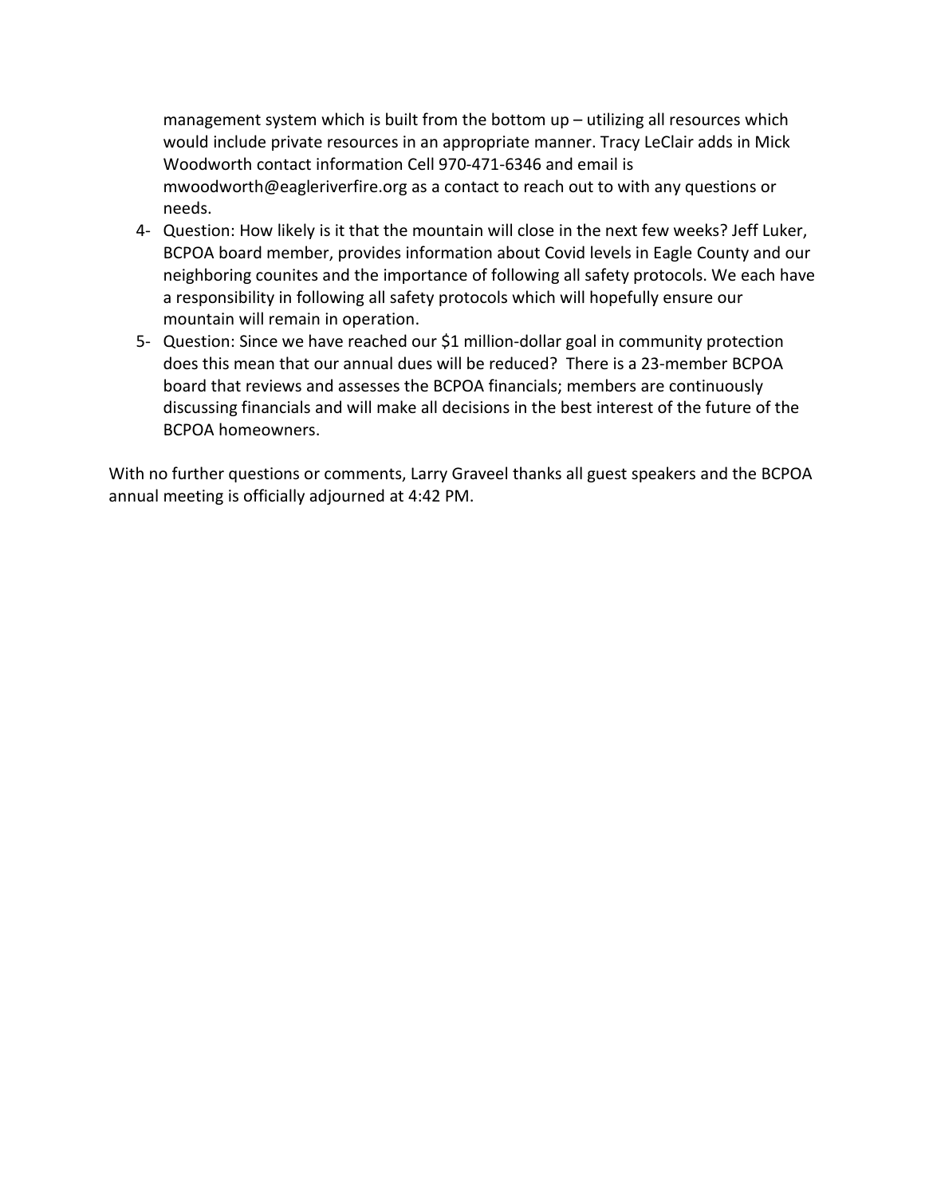management system which is built from the bottom up – utilizing all resources which would include private resources in an appropriate manner. Tracy LeClair adds in Mick Woodworth contact information Cell 970-471-6346 and email is mwoodworth@eagleriverfire.org as a contact to reach out to with any questions or needs.

4- Question: How likely is it that the mountain will close in the next few weeks? Jeff Luker, BCPOA board member, provides information about Covid levels in Eagle County and our neighboring counites and the importance of following all safety protocols. We each have a responsibility in following all safety protocols which will hopefully ensure our mountain will remain in operation.
5- Question: Since we have reached our $1 million-dollar goal in community protection does this mean that our annual dues will be reduced? There is a 23-member BCPOA board that reviews and assesses the BCPOA financials; members are continuously discussing financials and will make all decisions in the best interest of the future of the BCPOA homeowners.

With no further questions or comments, Larry Graveel thanks all guest speakers and the BCPOA annual meeting is officially adjourned at 4:42 PM.